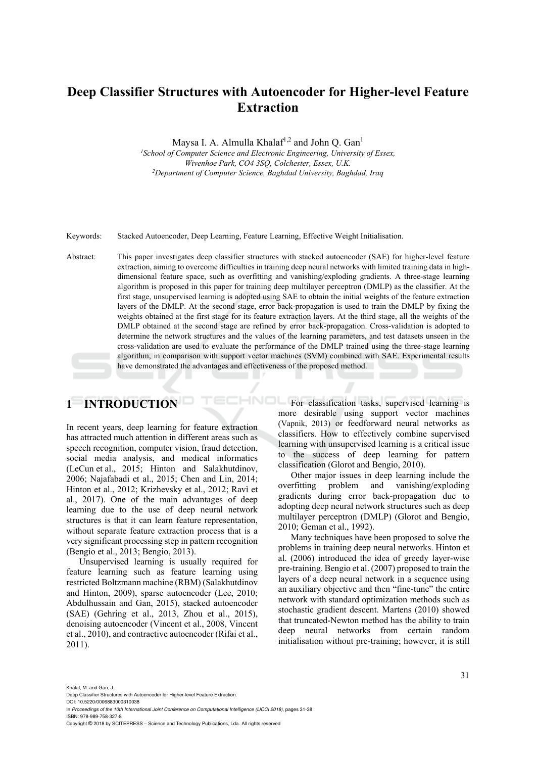# Deep Classifier Structures with Autoencoder for Higher-level Feature Extraction

Maysa I. A. Almulla Khalaf[1,2] and John Q. Gan[1]

[1]*School of Computer Science and Electronic Engineering, University of Essex, Wivenhoe Park, CO4 3SQ, Colchester, Essex, U.K.*
[2]*Department of Computer Science, Baghdad University, Baghdad, Iraq*

Keywords: Stacked Autoencoder, Deep Learning, Feature Learning, Effective Weight Initialisation.

Abstract: This paper investigates deep classifier structures with stacked autoencoder (SAE) for higher-level feature extraction, aiming to overcome difficulties in training deep neural networks with limited training data in high-dimensional feature space, such as overfitting and vanishing/exploding gradients. A three-stage learning algorithm is proposed in this paper for training deep multilayer perceptron (DMLP) as the classifier. At the first stage, unsupervised learning is adopted using SAE to obtain the initial weights of the feature extraction layers of the DMLP. At the second stage, error back-propagation is used to train the DMLP by fixing the weights obtained at the first stage for its feature extraction layers. At the third stage, all the weights of the DMLP obtained at the second stage are refined by error back-propagation. Cross-validation is adopted to determine the network structures and the values of the learning parameters, and test datasets unseen in the cross-validation are used to evaluate the performance of the DMLP trained using the three-stage learning algorithm, in comparison with support vector machines (SVM) combined with SAE. Experimental results have demonstrated the advantages and effectiveness of the proposed method.

## 1 INTRODUCTION

In recent years, deep learning for feature extraction has attracted much attention in different areas such as speech recognition, computer vision, fraud detection, social media analysis, and medical informatics (LeCun et al., 2015; Hinton and Salakhutdinov, 2006; Najafabadi et al., 2015; Chen and Lin, 2014; Hinton et al., 2012; Krizhevsky et al., 2012; Ravì et al., 2017). One of the main advantages of deep learning due to the use of deep neural network structures is that it can learn feature representation, without separate feature extraction process that is a very significant processing step in pattern recognition (Bengio et al., 2013; Bengio, 2013).

Unsupervised learning is usually required for feature learning such as feature learning using restricted Boltzmann machine (RBM) (Salakhutdinov and Hinton, 2009), sparse autoencoder (Lee, 2010; Abdulhussain and Gan, 2015), stacked autoencoder (SAE) (Gehring et al., 2013, Zhou et al., 2015), denoising autoencoder (Vincent et al., 2008, Vincent et al., 2010), and contractive autoencoder (Rifai et al., 2011).

For classification tasks, supervised learning is more desirable using support vector machines (Vapnik, 2013) or feedforward neural networks as classifiers. How to effectively combine supervised learning with unsupervised learning is a critical issue to the success of deep learning for pattern classification (Glorot and Bengio, 2010).

Other major issues in deep learning include the overfitting problem and vanishing/exploding gradients during error back-propagation due to adopting deep neural network structures such as deep multilayer perceptron (DMLP) (Glorot and Bengio, 2010; Geman et al., 1992).

Many techniques have been proposed to solve the problems in training deep neural networks. Hinton et al. (2006) introduced the idea of greedy layer-wise pre-training. Bengio et al. (2007) proposed to train the layers of a deep neural network in a sequence using an auxiliary objective and then "fine-tune" the entire network with standard optimization methods such as stochastic gradient descent. Martens (2010) showed that truncated-Newton method has the ability to train deep neural networks from certain random initialisation without pre-training; however, it is still

Khalaf, M. and Gan, J.
Deep Classifier Structures with Autoencoder for Higher-level Feature Extraction.
DOI: 10.5220/0006883000310038
In *Proceedings of the 10th International Joint Conference on Computational Intelligence (IJCCI 2018)*, pages 31-38
ISBN: 978-989-758-327-8
Copyright © 2018 by SCITEPRESS – Science and Technology Publications, Lda. All rights reserved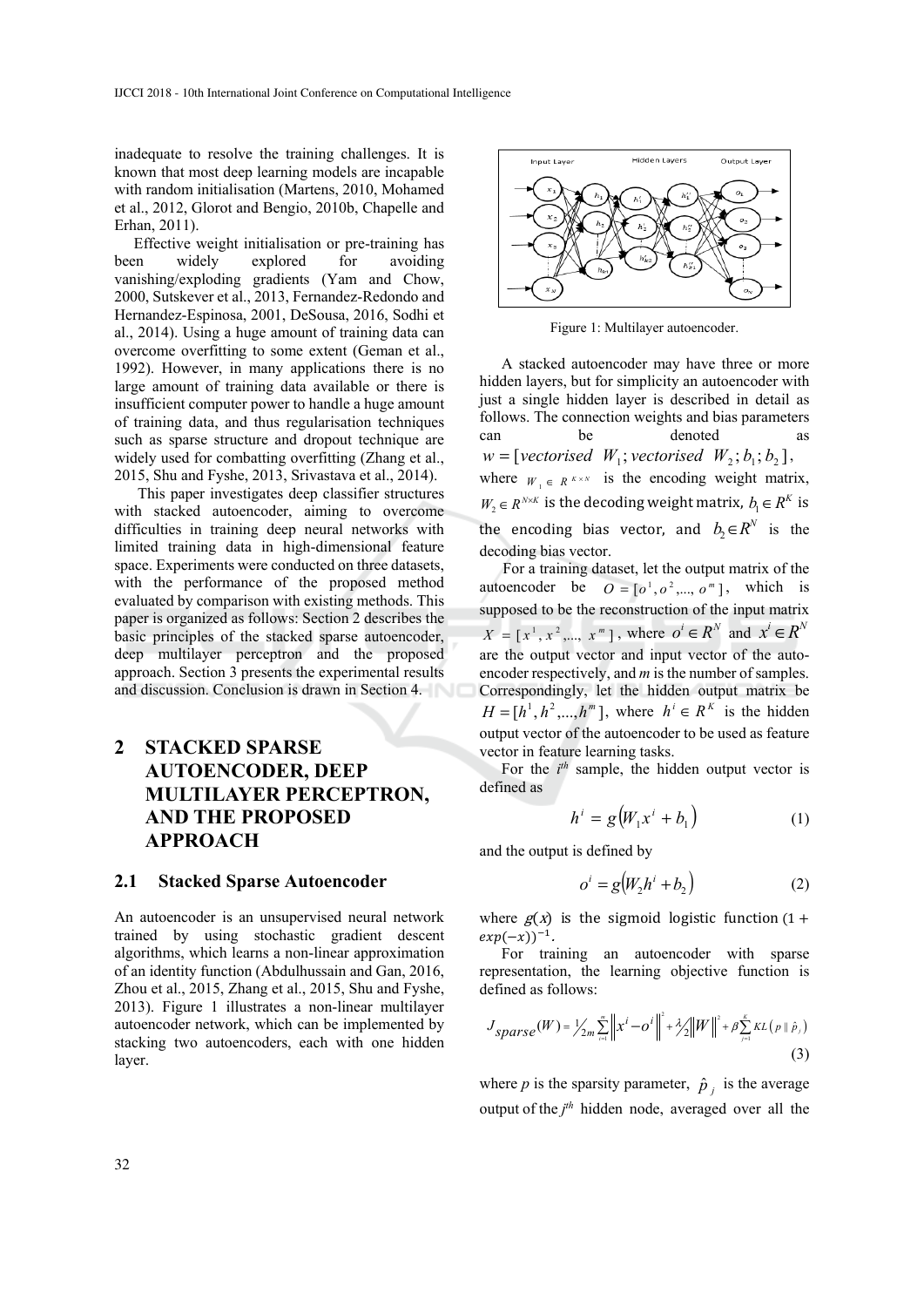inadequate to resolve the training challenges. It is known that most deep learning models are incapable with random initialisation (Martens, 2010, Mohamed et al., 2012, Glorot and Bengio, 2010b, Chapelle and Erhan, 2011).

Effective weight initialisation or pre-training has been widely explored for avoiding vanishing/exploding gradients (Yam and Chow, 2000, Sutskever et al., 2013, Fernandez-Redondo and Hernandez-Espinosa, 2001, DeSousa, 2016, Sodhi et al., 2014). Using a huge amount of training data can overcome overfitting to some extent (Geman et al., 1992). However, in many applications there is no large amount of training data available or there is insufficient computer power to handle a huge amount of training data, and thus regularisation techniques such as sparse structure and dropout technique are widely used for combatting overfitting (Zhang et al., 2015, Shu and Fyshe, 2013, Srivastava et al., 2014).

This paper investigates deep classifier structures with stacked autoencoder, aiming to overcome difficulties in training deep neural networks with limited training data in high-dimensional feature space. Experiments were conducted on three datasets, with the performance of the proposed method evaluated by comparison with existing methods. This paper is organized as follows: Section 2 describes the basic principles of the stacked sparse autoencoder, deep multilayer perceptron and the proposed approach. Section 3 presents the experimental results and discussion. Conclusion is drawn in Section 4.

## 2 STACKED SPARSE AUTOENCODER, DEEP MULTILAYER PERCEPTRON, AND THE PROPOSED APPROACH

### 2.1 Stacked Sparse Autoencoder

An autoencoder is an unsupervised neural network trained by using stochastic gradient descent algorithms, which learns a non-linear approximation of an identity function (Abdulhussain and Gan, 2016, Zhou et al., 2015, Zhang et al., 2015, Shu and Fyshe, 2013). Figure 1 illustrates a non-linear multilayer autoencoder network, which can be implemented by stacking two autoencoders, each with one hidden layer.

Figure 1: Multilayer autoencoder.

A stacked autoencoder may have three or more hidden layers, but for simplicity an autoencoder with just a single hidden layer is described in detail as follows. The connection weights and bias parameters can be denoted as $w = [vectorised\ W_1; vectorised\ W_2; b_1; b_2]$, where $W_1 \in R^{K \times N}$ is the encoding weight matrix, $W_2 \in R^{N \times K}$ is the decoding weight matrix, $b_1 \in R^K$ is the encoding bias vector, and $b_2 \in R^N$ is the decoding bias vector.

For a training dataset, let the output matrix of the autoencoder be $O = [o^1, o^2, ..., o^m]$, which is supposed to be the reconstruction of the input matrix $X = [x^1, x^2, ..., x^m]$, where $o^i \in R^N$ and $x^i \in R^N$ are the output vector and input vector of the auto-encoder respectively, and $m$ is the number of samples. Correspondingly, let the hidden output matrix be $H = [h^1, h^2, ..., h^m]$, where $h^i \in R^K$ is the hidden output vector of the autoencoder to be used as feature vector in feature learning tasks.

For the $i^{th}$ sample, the hidden output vector is defined as

$$h^i = g(W_1 x^i + b_1) \tag{1}$$

and the output is defined by

$$o^i = g(W_2 h^i + b_2) \tag{2}$$

where $g(x)$ is the sigmoid logistic function $(1 + exp(-x))^{-1}$.

For training an autoencoder with sparse representation, the learning objective function is defined as follows:

$$J_{sparse}(W) = \frac{1}{2m} \sum_{i=1}^{m} \left\| x^i - o^i \right\|^2 + \frac{\lambda}{2} \left\| W \right\|^2 + \beta \sum_{j=1}^{K} KL(p \| \hat{p}_j) \tag{3}$$

where $p$ is the sparsity parameter, $\hat{p}_j$ is the average output of the $j^{th}$ hidden node, averaged over all the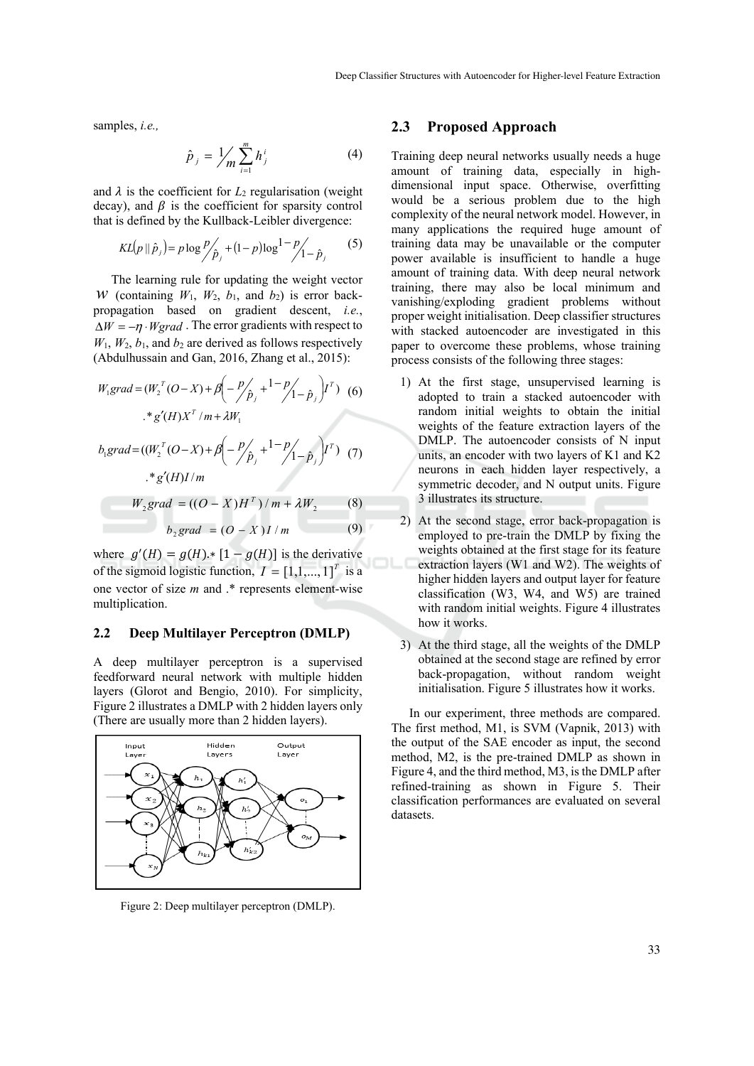samples, *i.e.,*

$$\hat{p}_j = \frac{1}{m}\sum_{i=1}^{m} h_j^i \tag{4}$$

and $\lambda$ is the coefficient for $L_2$ regularisation (weight decay), and $\beta$ is the coefficient for sparsity control that is defined by the Kullback-Leibler divergence:

$$KL(p \,\|\, \hat{p}_j) = p \log \frac{p}{\hat{p}_j} + (1-p)\log \frac{1-p}{1-\hat{p}_j} \tag{5}$$

The learning rule for updating the weight vector $W$ (containing $W_1$, $W_2$, $b_1$, and $b_2$) is error back-propagation based on gradient descent, *i.e.*, $\Delta W = -\eta \cdot Wgrad$. The error gradients with respect to $W_1$, $W_2$, $b_1$, and $b_2$ are derived as follows respectively (Abdulhussain and Gan, 2016, Zhang et al., 2015):

$$W_1 grad = (W_2^T(O-X) + \beta\left(-\frac{p}{\hat{p}_j} + \frac{1-p}{1-\hat{p}_j}\right)I^T) \; .* g'(H)X^T/m + \lambda W_1 \tag{6}$$

$$b_1 grad = ((W_2^T(O-X) + \beta\left(-\frac{p}{\hat{p}_j} + \frac{1-p}{1-\hat{p}_j}\right)I^T) \; .* g'(H)I/m \tag{7}$$

$$W_2 grad = ((O-X)H^T)/m + \lambda W_2 \tag{8}$$

$$b_2 grad = (O-X)I/m \tag{9}$$

where $g'(H) = g(H) .* [1 - g(H)]$ is the derivative of the sigmoid logistic function, $I = [1,1,...,1]^T$ is a one vector of size $m$ and .* represents element-wise multiplication.

### 2.2 Deep Multilayer Perceptron (DMLP)

A deep multilayer perceptron is a supervised feedforward neural network with multiple hidden layers (Glorot and Bengio, 2010). For simplicity, Figure 2 illustrates a DMLP with 2 hidden layers only (There are usually more than 2 hidden layers).

Figure 2: Deep multilayer perceptron (DMLP).

### 2.3 Proposed Approach

Training deep neural networks usually needs a huge amount of training data, especially in high-dimensional input space. Otherwise, overfitting would be a serious problem due to the high complexity of the neural network model. However, in many applications the required huge amount of training data may be unavailable or the computer power available is insufficient to handle a huge amount of training data. With deep neural network training, there may also be local minimum and vanishing/exploding gradient problems without proper weight initialisation. Deep classifier structures with stacked autoencoder are investigated in this paper to overcome these problems, whose training process consists of the following three stages:

1) At the first stage, unsupervised learning is adopted to train a stacked autoencoder with random initial weights to obtain the initial weights of the feature extraction layers of the DMLP. The autoencoder consists of N input units, an encoder with two layers of K1 and K2 neurons in each hidden layer respectively, a symmetric decoder, and N output units. Figure 3 illustrates its structure.

2) At the second stage, error back-propagation is employed to pre-train the DMLP by fixing the weights obtained at the first stage for its feature extraction layers (W1 and W2). The weights of higher hidden layers and output layer for feature classification (W3, W4, and W5) are trained with random initial weights. Figure 4 illustrates how it works.

3) At the third stage, all the weights of the DMLP obtained at the second stage are refined by error back-propagation, without random weight initialisation. Figure 5 illustrates how it works.

In our experiment, three methods are compared. The first method, M1, is SVM (Vapnik, 2013) with the output of the SAE encoder as input, the second method, M2, is the pre-trained DMLP as shown in Figure 4, and the third method, M3, is the DMLP after refined-training as shown in Figure 5. Their classification performances are evaluated on several datasets.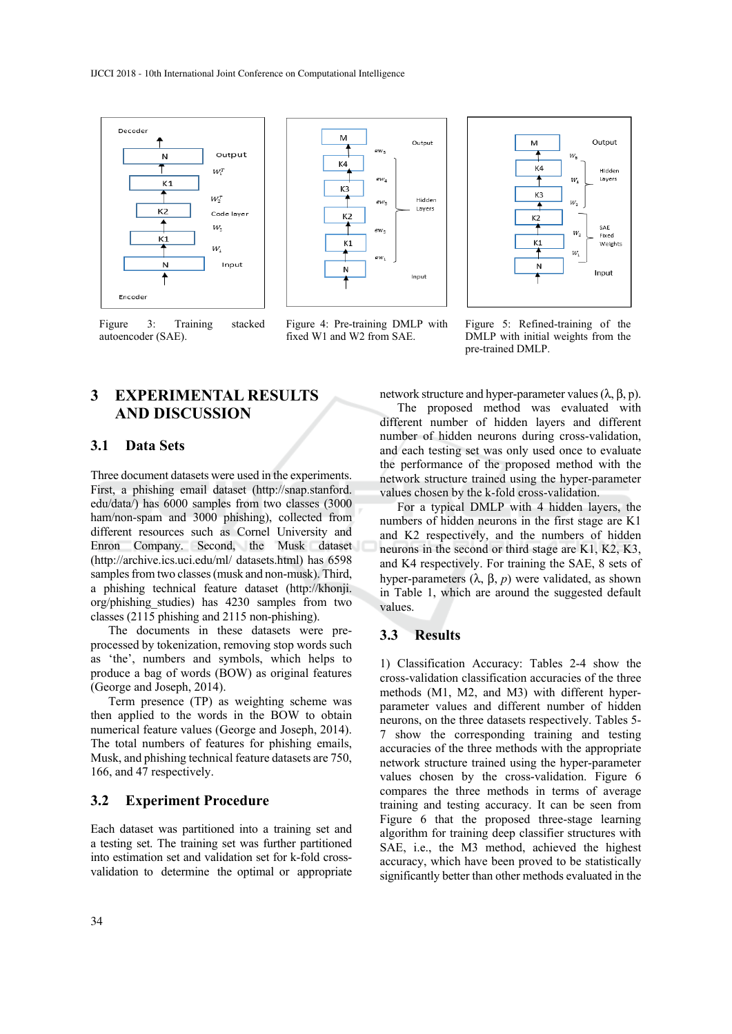Figure 3: Training stacked autoencoder (SAE).

Figure 4: Pre-training DMLP with fixed W1 and W2 from SAE.

Figure 5: Refined-training of the DMLP with initial weights from the pre-trained DMLP.

## 3 EXPERIMENTAL RESULTS AND DISCUSSION

### 3.1 Data Sets

Three document datasets were used in the experiments. First, a phishing email dataset (http://snap.stanford.edu/data/) has 6000 samples from two classes (3000 ham/non-spam and 3000 phishing), collected from different resources such as Cornel University and Enron Company. Second, the Musk dataset (http://archive.ics.uci.edu/ml/ datasets.html) has 6598 samples from two classes (musk and non-musk). Third, a phishing technical feature dataset (http://khonji.org/phishing_studies) has 4230 samples from two classes (2115 phishing and 2115 non-phishing).

The documents in these datasets were pre-processed by tokenization, removing stop words such as 'the', numbers and symbols, which helps to produce a bag of words (BOW) as original features (George and Joseph, 2014).

Term presence (TP) as weighting scheme was then applied to the words in the BOW to obtain numerical feature values (George and Joseph, 2014). The total numbers of features for phishing emails, Musk, and phishing technical feature datasets are 750, 166, and 47 respectively.

### 3.2 Experiment Procedure

Each dataset was partitioned into a training set and a testing set. The training set was further partitioned into estimation set and validation set for k-fold cross-validation to determine the optimal or appropriate network structure and hyper-parameter values (λ, β, p). The proposed method was evaluated with different number of hidden layers and different number of hidden neurons during cross-validation, and each testing set was only used once to evaluate the performance of the proposed method with the network structure trained using the hyper-parameter values chosen by the k-fold cross-validation.

For a typical DMLP with 4 hidden layers, the numbers of hidden neurons in the first stage are K1 and K2 respectively, and the numbers of hidden neurons in the second or third stage are K1, K2, K3, and K4 respectively. For training the SAE, 8 sets of hyper-parameters (λ, β, *p*) were validated, as shown in Table 1, which are around the suggested default values.

### 3.3 Results

1) Classification Accuracy: Tables 2-4 show the cross-validation classification accuracies of the three methods (M1, M2, and M3) with different hyper-parameter values and different number of hidden neurons, on the three datasets respectively. Tables 5-7 show the corresponding training and testing accuracies of the three methods with the appropriate network structure trained using the hyper-parameter values chosen by the cross-validation. Figure 6 compares the three methods in terms of average training and testing accuracy. It can be seen from Figure 6 that the proposed three-stage learning algorithm for training deep classifier structures with SAE, i.e., the M3 method, achieved the highest accuracy, which have been proved to be statistically significantly better than other methods evaluated in the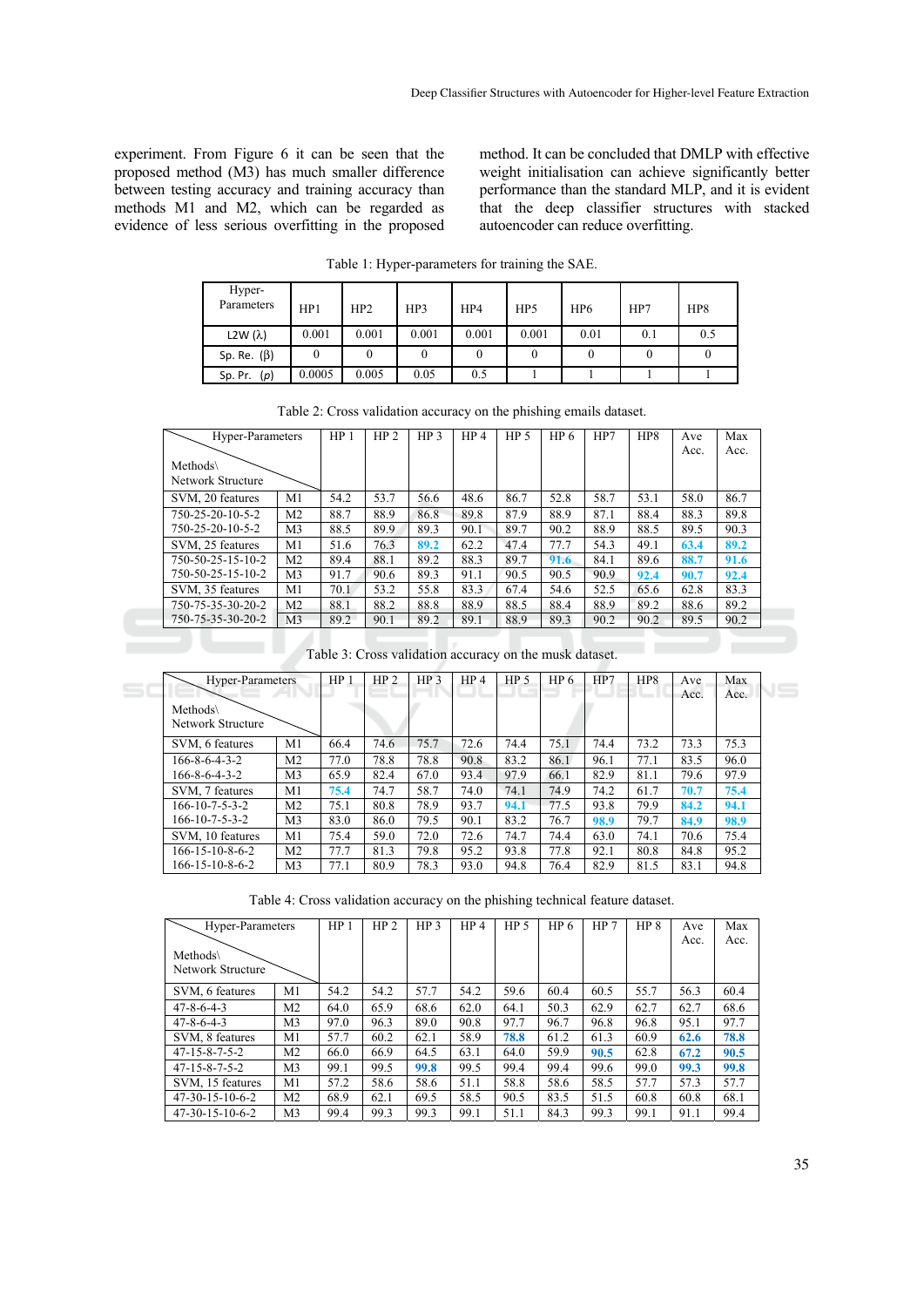experiment. From Figure 6 it can be seen that the proposed method (M3) has much smaller difference between testing accuracy and training accuracy than methods M1 and M2, which can be regarded as evidence of less serious overfitting in the proposed method. It can be concluded that DMLP with effective weight initialisation can achieve significantly better performance than the standard MLP, and it is evident that the deep classifier structures with stacked autoencoder can reduce overfitting.

Table 1: Hyper-parameters for training the SAE.

| Hyper-Parameters | HP1 | HP2 | HP3 | HP4 | HP5 | HP6 | HP7 | HP8 |
|---|---|---|---|---|---|---|---|---|
| L2W ($\lambda$) | 0.001 | 0.001 | 0.001 | 0.001 | 0.001 | 0.01 | 0.1 | 0.5 |
| Sp. Re. ($\beta$) | 0 | 0 | 0 | 0 | 0 | 0 | 0 | 0 |
| Sp. Pr. ($\rho$) | 0.0005 | 0.005 | 0.05 | 0.5 | 1 | 1 | 1 | 1 |

Table 2: Cross validation accuracy on the phishing emails dataset.

| Methods\ Network Structure | Hyper-Parameters | HP 1 | HP 2 | HP 3 | HP 4 | HP 5 | HP 6 | HP7 | HP8 | Ave Acc. | Max Acc. |
|---|---|---|---|---|---|---|---|---|---|---|---|
| SVM, 20 features | M1 | 54.2 | 53.7 | 56.6 | 48.6 | 86.7 | 52.8 | 58.7 | 53.1 | 58.0 | 86.7 |
| 750-25-20-10-5-2 | M2 | 88.7 | 88.9 | 86.8 | 89.8 | 87.9 | 88.9 | 87.1 | 88.4 | 88.3 | 89.8 |
| 750-25-20-10-5-2 | M3 | 88.5 | 89.9 | 89.3 | 90.1 | 89.7 | 90.2 | 88.9 | 88.5 | 89.5 | 90.3 |
| SVM, 25 features | M1 | 51.6 | 76.3 | **89.2** | 62.2 | 47.4 | 77.7 | 54.3 | 49.1 | **63.4** | **89.2** |
| 750-50-25-15-10-2 | M2 | 89.4 | 88.1 | 89.2 | 88.3 | 89.7 | **91.6** | 84.1 | 89.6 | **88.7** | **91.6** |
| 750-50-25-15-10-2 | M3 | 91.7 | 90.6 | 89.3 | 91.1 | 90.5 | 90.5 | 90.9 | **92.4** | **90.7** | **92.4** |
| SVM, 35 features | M1 | 70.1 | 53.2 | 55.8 | 83.3 | 67.4 | 54.6 | 52.5 | 65.6 | 62.8 | 83.3 |
| 750-75-35-30-20-2 | M2 | 88.1 | 88.2 | 88.8 | 88.9 | 88.5 | 88.4 | 88.9 | 89.2 | 88.6 | 89.2 |
| 750-75-35-30-20-2 | M3 | 89.2 | 90.1 | 89.2 | 89.1 | 88.9 | 89.3 | 90.2 | 90.2 | 89.5 | 90.2 |

Table 3: Cross validation accuracy on the musk dataset.

| Methods\ Network Structure | Hyper-Parameters | HP 1 | HP 2 | HP 3 | HP 4 | HP 5 | HP 6 | HP7 | HP8 | Ave Acc. | Max Acc. |
|---|---|---|---|---|---|---|---|---|---|---|---|
| SVM, 6 features | M1 | 66.4 | 74.6 | 75.7 | 72.6 | 74.4 | 75.1 | 74.4 | 73.2 | 73.3 | 75.3 |
| 166-8-6-4-3-2 | M2 | 77.0 | 78.8 | 78.8 | 90.8 | 83.2 | 86.1 | 96.1 | 77.1 | 83.5 | 96.0 |
| 166-8-6-4-3-2 | M3 | 65.9 | 82.4 | 67.0 | 93.4 | 97.9 | 66.1 | 82.9 | 81.1 | 79.6 | 97.9 |
| SVM, 7 features | M1 | **75.4** | 74.7 | 58.7 | 74.0 | 74.1 | 74.9 | 74.2 | 61.7 | **70.7** | **75.4** |
| 166-10-7-5-3-2 | M2 | 75.1 | 80.8 | 78.9 | 93.7 | **94.1** | 77.5 | 93.8 | 79.9 | **84.2** | **94.1** |
| 166-10-7-5-3-2 | M3 | 83.0 | 86.0 | 79.5 | 90.1 | 83.2 | 76.7 | **98.9** | 79.7 | **84.9** | **98.9** |
| SVM, 10 features | M1 | 75.4 | 59.0 | 72.0 | 72.6 | 74.7 | 74.4 | 63.0 | 74.1 | 70.6 | 75.4 |
| 166-15-10-8-6-2 | M2 | 77.7 | 81.3 | 79.8 | 95.2 | 93.8 | 77.8 | 92.1 | 80.8 | 84.8 | 95.2 |
| 166-15-10-8-6-2 | M3 | 77.1 | 80.9 | 78.3 | 93.0 | 94.8 | 76.4 | 82.9 | 81.5 | 83.1 | 94.8 |

Table 4: Cross validation accuracy on the phishing technical feature dataset.

| Methods\ Network Structure | Hyper-Parameters | HP 1 | HP 2 | HP 3 | HP 4 | HP 5 | HP 6 | HP 7 | HP 8 | Ave Acc. | Max Acc. |
|---|---|---|---|---|---|---|---|---|---|---|---|
| SVM, 6 features | M1 | 54.2 | 54.2 | 57.7 | 54.2 | 59.6 | 60.4 | 60.5 | 55.7 | 56.3 | 60.4 |
| 47-8-6-4-3 | M2 | 64.0 | 65.9 | 68.6 | 62.0 | 64.1 | 50.3 | 62.9 | 62.7 | 62.7 | 68.6 |
| 47-8-6-4-3 | M3 | 97.0 | 96.3 | 89.0 | 90.8 | 97.7 | 96.7 | 96.8 | 96.8 | 95.1 | 97.7 |
| SVM, 8 features | M1 | 57.7 | 60.2 | 62.1 | 58.9 | **78.8** | 61.2 | 61.3 | 60.9 | **62.6** | **78.8** |
| 47-15-8-7-5-2 | M2 | 66.0 | 66.9 | 64.5 | 63.1 | 64.0 | 59.9 | **90.5** | 62.8 | **67.2** | **90.5** |
| 47-15-8-7-5-2 | M3 | 99.1 | 99.5 | **99.8** | 99.5 | 99.4 | 99.4 | 99.6 | 99.0 | **99.3** | **99.8** |
| SVM, 15 features | M1 | 57.2 | 58.6 | 58.6 | 51.1 | 58.8 | 58.6 | 58.5 | 57.7 | 57.3 | 57.7 |
| 47-30-15-10-6-2 | M2 | 68.9 | 62.1 | 69.5 | 58.5 | 90.5 | 83.5 | 51.5 | 60.8 | 60.8 | 68.1 |
| 47-30-15-10-6-2 | M3 | 99.4 | 99.3 | 99.3 | 99.1 | 51.1 | 84.3 | 99.3 | 99.1 | 91.1 | 99.4 |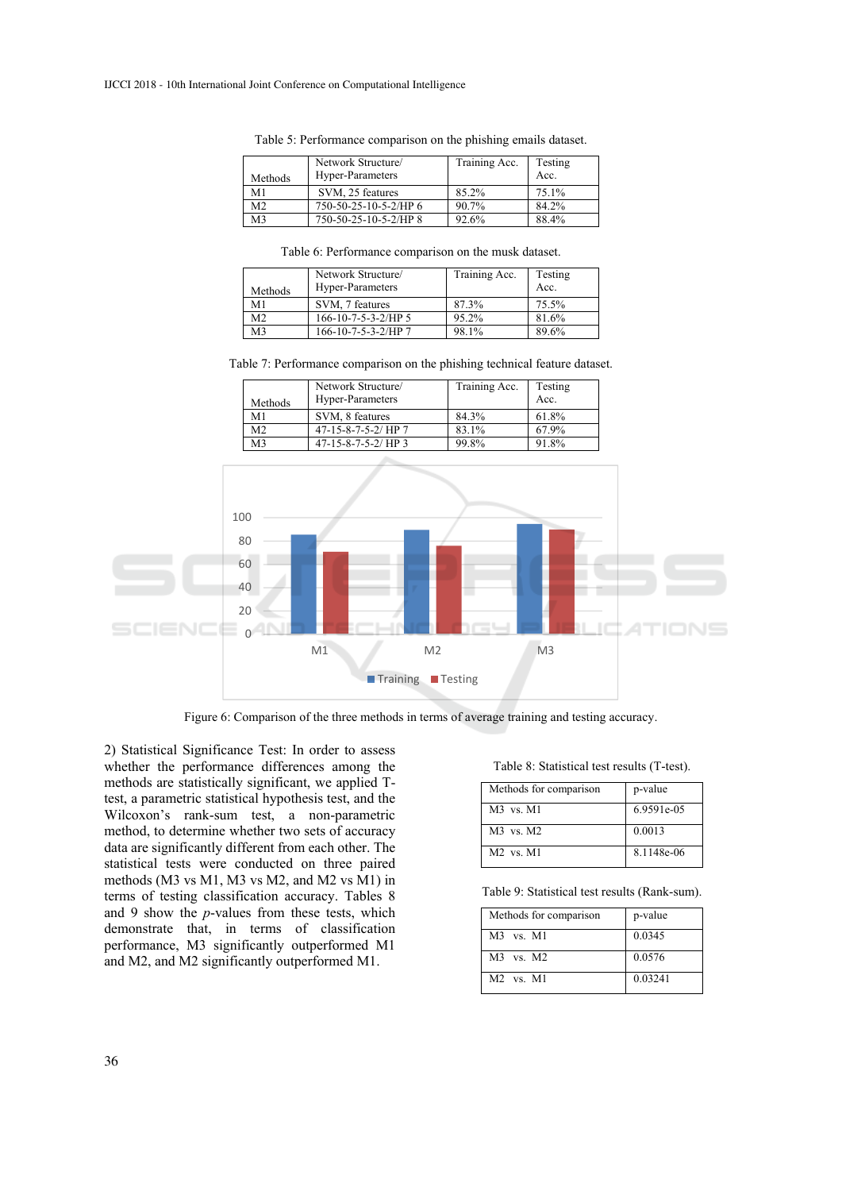Table 5: Performance comparison on the phishing emails dataset.

| Methods | Network Structure/ Hyper-Parameters | Training Acc. | Testing Acc. |
|---|---|---|---|
| M1 | SVM, 25 features | 85.2% | 75.1% |
| M2 | 750-50-25-10-5-2/HP 6 | 90.7% | 84.2% |
| M3 | 750-50-25-10-5-2/HP 8 | 92.6% | 88.4% |

Table 6: Performance comparison on the musk dataset.

| Methods | Network Structure/ Hyper-Parameters | Training Acc. | Testing Acc. |
|---|---|---|---|
| M1 | SVM, 7 features | 87.3% | 75.5% |
| M2 | 166-10-7-5-3-2/HP 5 | 95.2% | 81.6% |
| M3 | 166-10-7-5-3-2/HP 7 | 98.1% | 89.6% |

Table 7: Performance comparison on the phishing technical feature dataset.

| Methods | Network Structure/ Hyper-Parameters | Training Acc. | Testing Acc. |
|---|---|---|---|
| M1 | SVM, 8 features | 84.3% | 61.8% |
| M2 | 47-15-8-7-5-2/ HP 7 | 83.1% | 67.9% |
| M3 | 47-15-8-7-5-2/ HP 3 | 99.8% | 91.8% |

Figure 6: Comparison of the three methods in terms of average training and testing accuracy.

2) Statistical Significance Test: In order to assess whether the performance differences among the methods are statistically significant, we applied T-test, a parametric statistical hypothesis test, and the Wilcoxon's rank-sum test, a non-parametric method, to determine whether two sets of accuracy data are significantly different from each other. The statistical tests were conducted on three paired methods (M3 vs M1, M3 vs M2, and M2 vs M1) in terms of testing classification accuracy. Tables 8 and 9 show the $p$-values from these tests, which demonstrate that, in terms of classification performance, M3 significantly outperformed M1 and M2, and M2 significantly outperformed M1.

Table 8: Statistical test results (T-test).

| Methods for comparison | p-value |
|---|---|
| M3 vs. M1 | 6.9591e-05 |
| M3 vs. M2 | 0.0013 |
| M2 vs. M1 | 8.1148e-06 |

Table 9: Statistical test results (Rank-sum).

| Methods for comparison | p-value |
|---|---|
| M3 vs. M1 | 0.0345 |
| M3 vs. M2 | 0.0576 |
| M2 vs. M1 | 0.03241 |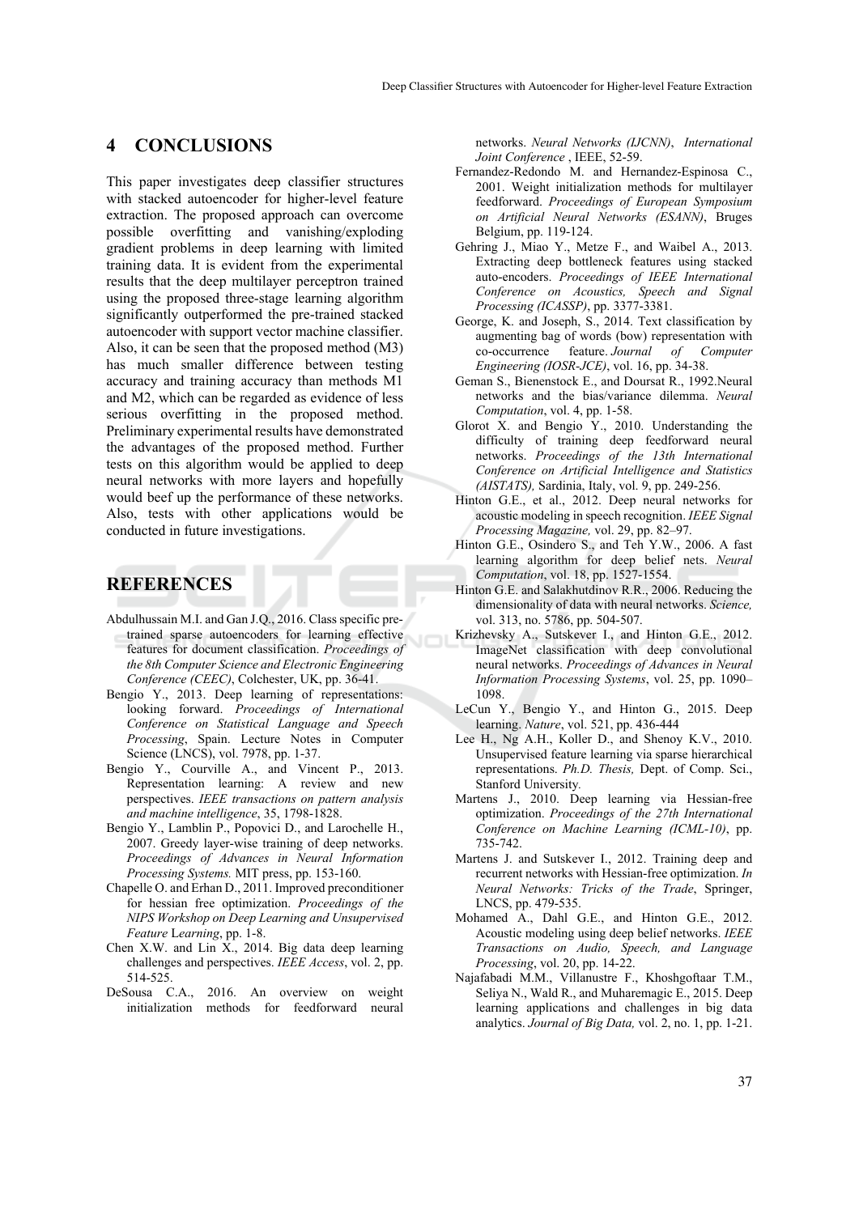## 4 CONCLUSIONS

This paper investigates deep classifier structures with stacked autoencoder for higher-level feature extraction. The proposed approach can overcome possible overfitting and vanishing/exploding gradient problems in deep learning with limited training data. It is evident from the experimental results that the deep multilayer perceptron trained using the proposed three-stage learning algorithm significantly outperformed the pre-trained stacked autoencoder with support vector machine classifier. Also, it can be seen that the proposed method (M3) has much smaller difference between testing accuracy and training accuracy than methods M1 and M2, which can be regarded as evidence of less serious overfitting in the proposed method. Preliminary experimental results have demonstrated the advantages of the proposed method. Further tests on this algorithm would be applied to deep neural networks with more layers and hopefully would beef up the performance of these networks. Also, tests with other applications would be conducted in future investigations.

## REFERENCES

Abdulhussain M.I. and Gan J.Q., 2016. Class specific pre-trained sparse autoencoders for learning effective features for document classification. *Proceedings of the 8th Computer Science and Electronic Engineering Conference (CEEC)*, Colchester, UK, pp. 36-41.

Bengio Y., 2013. Deep learning of representations: looking forward. *Proceedings of International Conference on Statistical Language and Speech Processing*, Spain. Lecture Notes in Computer Science (LNCS), vol. 7978, pp. 1-37.

Bengio Y., Courville A., and Vincent P., 2013. Representation learning: A review and new perspectives. *IEEE transactions on pattern analysis and machine intelligence*, 35, 1798-1828.

Bengio Y., Lamblin P., Popovici D., and Larochelle H., 2007. Greedy layer-wise training of deep networks. *Proceedings of Advances in Neural Information Processing Systems.* MIT press, pp. 153-160.

Chapelle O. and Erhan D., 2011. Improved preconditioner for hessian free optimization. *Proceedings of the NIPS Workshop on Deep Learning and Unsupervised Feature Learning*, pp. 1-8.

Chen X.W. and Lin X., 2014. Big data deep learning challenges and perspectives. *IEEE Access*, vol. 2, pp. 514-525.

DeSousa C.A., 2016. An overview on weight initialization methods for feedforward neural networks. *Neural Networks (IJCNN)*, *International Joint Conference* , IEEE, 52-59.

Fernandez-Redondo M. and Hernandez-Espinosa C., 2001. Weight initialization methods for multilayer feedforward. *Proceedings of European Symposium on Artificial Neural Networks (ESANN)*, Bruges Belgium, pp. 119-124.

Gehring J., Miao Y., Metze F., and Waibel A., 2013. Extracting deep bottleneck features using stacked auto-encoders. *Proceedings of IEEE International Conference on Acoustics, Speech and Signal Processing (ICASSP)*, pp. 3377-3381.

George, K. and Joseph, S., 2014. Text classification by augmenting bag of words (bow) representation with co-occurrence feature. *Journal of Computer Engineering (IOSR-JCE)*, vol. 16, pp. 34-38.

Geman S., Bienenstock E., and Doursat R., 1992.Neural networks and the bias/variance dilemma. *Neural Computation*, vol. 4, pp. 1-58.

Glorot X. and Bengio Y., 2010. Understanding the difficulty of training deep feedforward neural networks. *Proceedings of the 13th International Conference on Artificial Intelligence and Statistics (AISTATS),* Sardinia, Italy, vol. 9, pp. 249-256.

Hinton G.E., et al., 2012. Deep neural networks for acoustic modeling in speech recognition. *IEEE Signal Processing Magazine,* vol. 29, pp. 82–97.

Hinton G.E., Osindero S., and Teh Y.W., 2006. A fast learning algorithm for deep belief nets. *Neural Computation*, vol. 18, pp. 1527-1554.

Hinton G.E. and Salakhutdinov R.R., 2006. Reducing the dimensionality of data with neural networks. *Science,* vol. 313, no. 5786, pp. 504-507.

Krizhevsky A., Sutskever I., and Hinton G.E., 2012. ImageNet classification with deep convolutional neural networks. *Proceedings of Advances in Neural Information Processing Systems*, vol. 25, pp. 1090–1098.

LeCun Y., Bengio Y., and Hinton G., 2015. Deep learning. *Nature*, vol. 521, pp. 436-444

Lee H., Ng A.H., Koller D., and Shenoy K.V., 2010. Unsupervised feature learning via sparse hierarchical representations. *Ph.D. Thesis,* Dept. of Comp. Sci., Stanford University.

Martens J., 2010. Deep learning via Hessian-free optimization. *Proceedings of the 27th International Conference on Machine Learning (ICML-10)*, pp. 735-742.

Martens J. and Sutskever I., 2012. Training deep and recurrent networks with Hessian-free optimization. *In Neural Networks: Tricks of the Trade*, Springer, LNCS, pp. 479-535.

Mohamed A., Dahl G.E., and Hinton G.E., 2012. Acoustic modeling using deep belief networks. *IEEE Transactions on Audio, Speech, and Language Processing*, vol. 20, pp. 14-22.

Najafabadi M.M., Villanustre F., Khoshgoftaar T.M., Seliya N., Wald R., and Muharemagic E., 2015. Deep learning applications and challenges in big data analytics. *Journal of Big Data,* vol. 2, no. 1, pp. 1-21.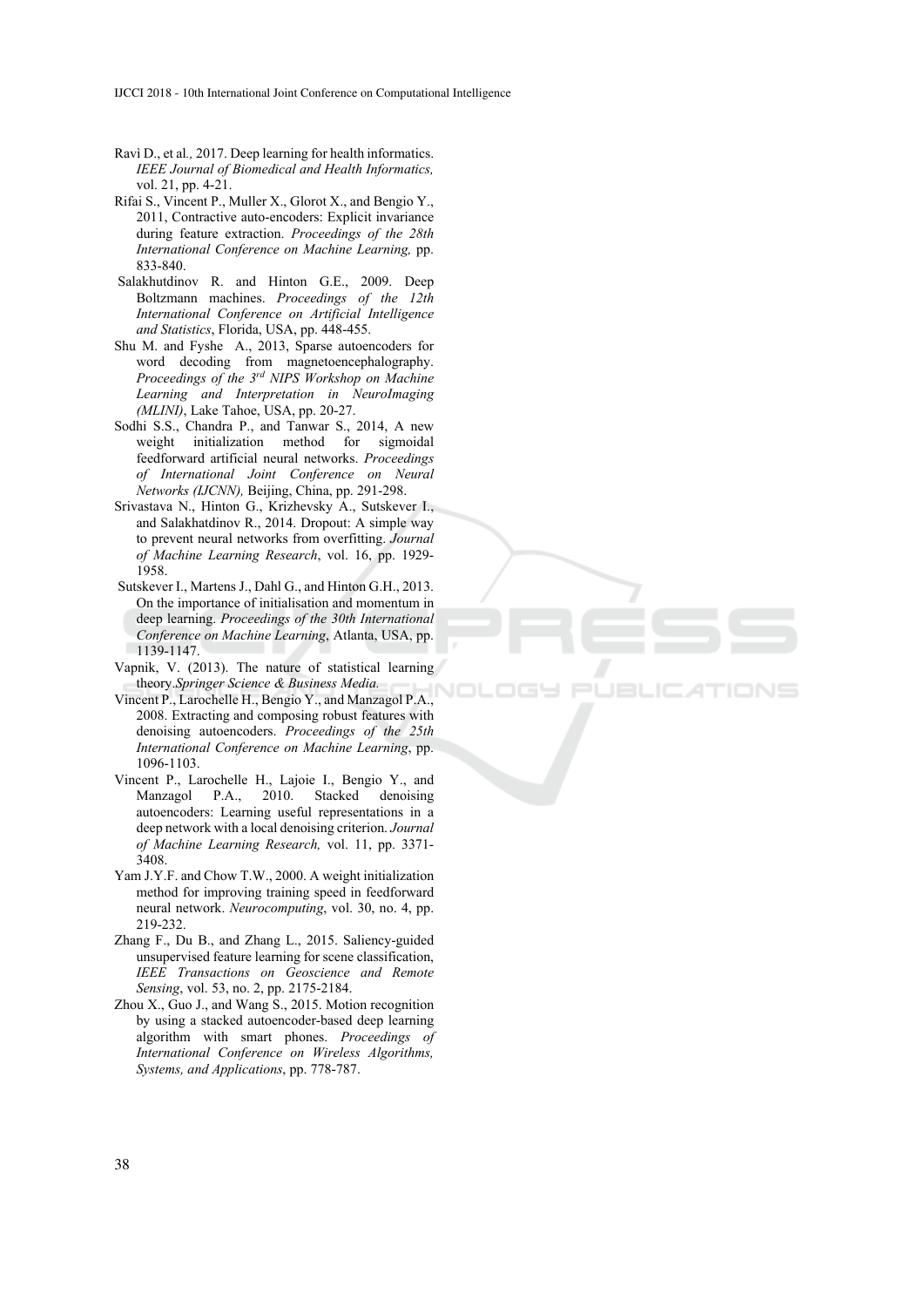Ravì D., et al., 2017. Deep learning for health informatics. *IEEE Journal of Biomedical and Health Informatics,* vol. 21, pp. 4-21.

Rifai S., Vincent P., Muller X., Glorot X., and Bengio Y., 2011, Contractive auto-encoders: Explicit invariance during feature extraction. *Proceedings of the 28th International Conference on Machine Learning,* pp. 833-840.

Salakhutdinov R. and Hinton G.E., 2009. Deep Boltzmann machines. *Proceedings of the 12th International Conference on Artificial Intelligence and Statistics*, Florida, USA, pp. 448-455.

Shu M. and Fyshe A., 2013, Sparse autoencoders for word decoding from magnetoencephalography. *Proceedings of the 3rd NIPS Workshop on Machine Learning and Interpretation in NeuroImaging (MLINI)*, Lake Tahoe, USA, pp. 20-27.

Sodhi S.S., Chandra P., and Tanwar S., 2014, A new weight initialization method for sigmoidal feedforward artificial neural networks. *Proceedings of International Joint Conference on Neural Networks (IJCNN),* Beijing, China, pp. 291-298.

Srivastava N., Hinton G., Krizhevsky A., Sutskever I., and Salakhatdinov R., 2014. Dropout: A simple way to prevent neural networks from overfitting. *Journal of Machine Learning Research*, vol. 16, pp. 1929-1958.

Sutskever I., Martens J., Dahl G., and Hinton G.H., 2013. On the importance of initialisation and momentum in deep learning. *Proceedings of the 30th International Conference on Machine Learning*, Atlanta, USA, pp. 1139-1147.

Vapnik, V. (2013). The nature of statistical learning theory.*Springer Science & Business Media.*

Vincent P., Larochelle H., Bengio Y., and Manzagol P.A., 2008. Extracting and composing robust features with denoising autoencoders. *Proceedings of the 25th International Conference on Machine Learning*, pp. 1096-1103.

Vincent P., Larochelle H., Lajoie I., Bengio Y., and Manzagol P.A., 2010. Stacked denoising autoencoders: Learning useful representations in a deep network with a local denoising criterion. *Journal of Machine Learning Research,* vol. 11, pp. 3371-3408.

Yam J.Y.F. and Chow T.W., 2000. A weight initialization method for improving training speed in feedforward neural network. *Neurocomputing*, vol. 30, no. 4, pp. 219-232.

Zhang F., Du B., and Zhang L., 2015. Saliency-guided unsupervised feature learning for scene classification, *IEEE Transactions on Geoscience and Remote Sensing*, vol. 53, no. 2, pp. 2175-2184.

Zhou X., Guo J., and Wang S., 2015. Motion recognition by using a stacked autoencoder-based deep learning algorithm with smart phones. *Proceedings of International Conference on Wireless Algorithms, Systems, and Applications*, pp. 778-787.